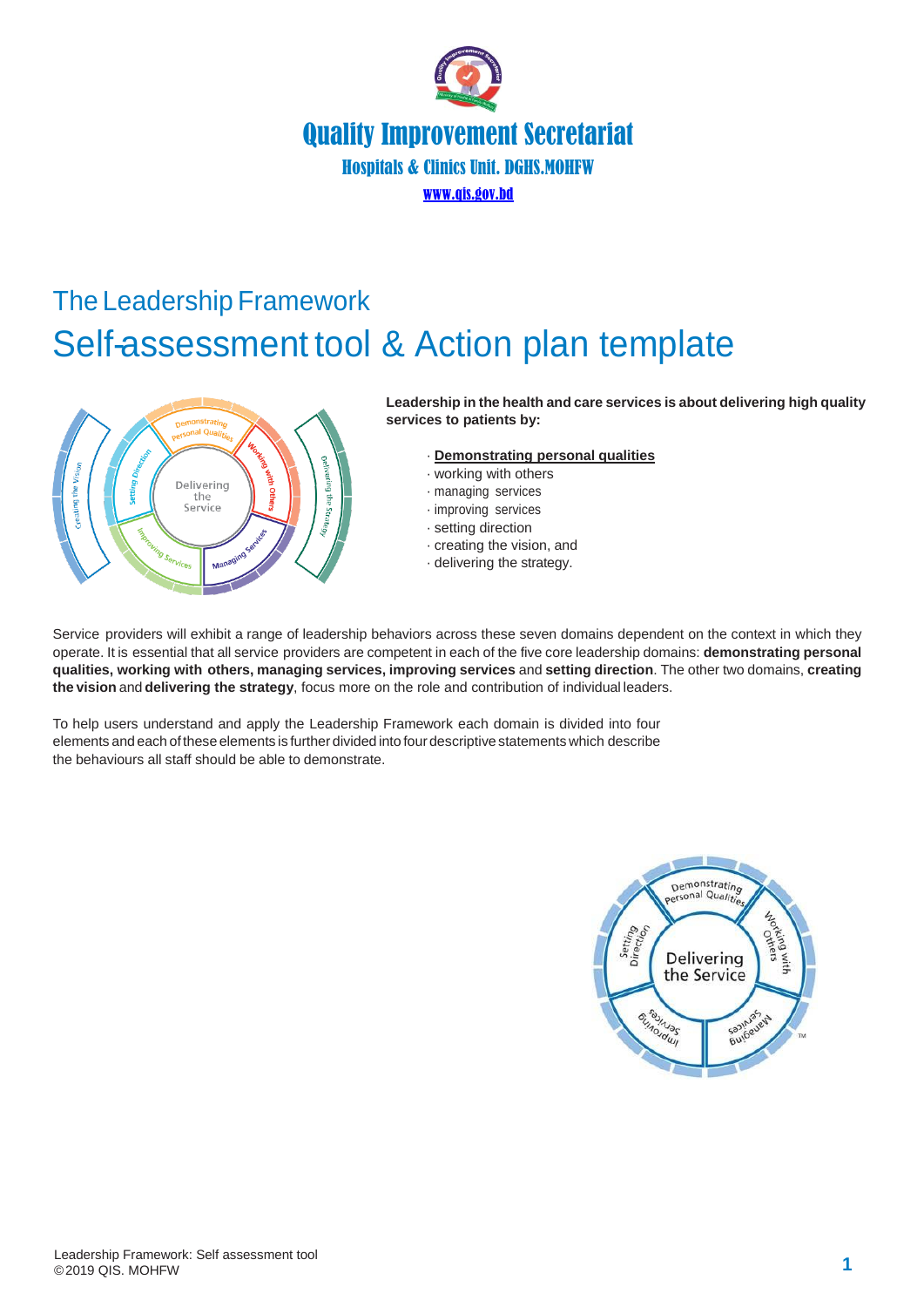# Quality Improvement Secretariat

Hospitals & Clinics Unit. DGHS.MOHFW

www.qis.gov.bd

## The Leadership Framework

# Self-assessment tool & Action plan template

**Leadership in the health and care services is about delivering high quality services to patients by:**

- **Demonstrating personal qualities**
- working with others
- managing services
- improving services
- setting direction
- creating the vision, and
- delivering the strategy.

Service providers will exhibit a range of leadership behaviors across these seven domains dependent on the context in which they operate. It is essential that all service providers are competent in each of the five core leadership domains: **demonstrating personal qualities, working with others, managing services, improving services** and **setting direction**. The other two domains, **creating the vision** and **delivering the strategy**, focus more on the role and contribution of individual leaders.

To help users understand and apply the Leadership Framework each domain is divided into four elements and each of these elements is further divided into four descriptive statements which describe the behaviours all staff should be able to demonstrate.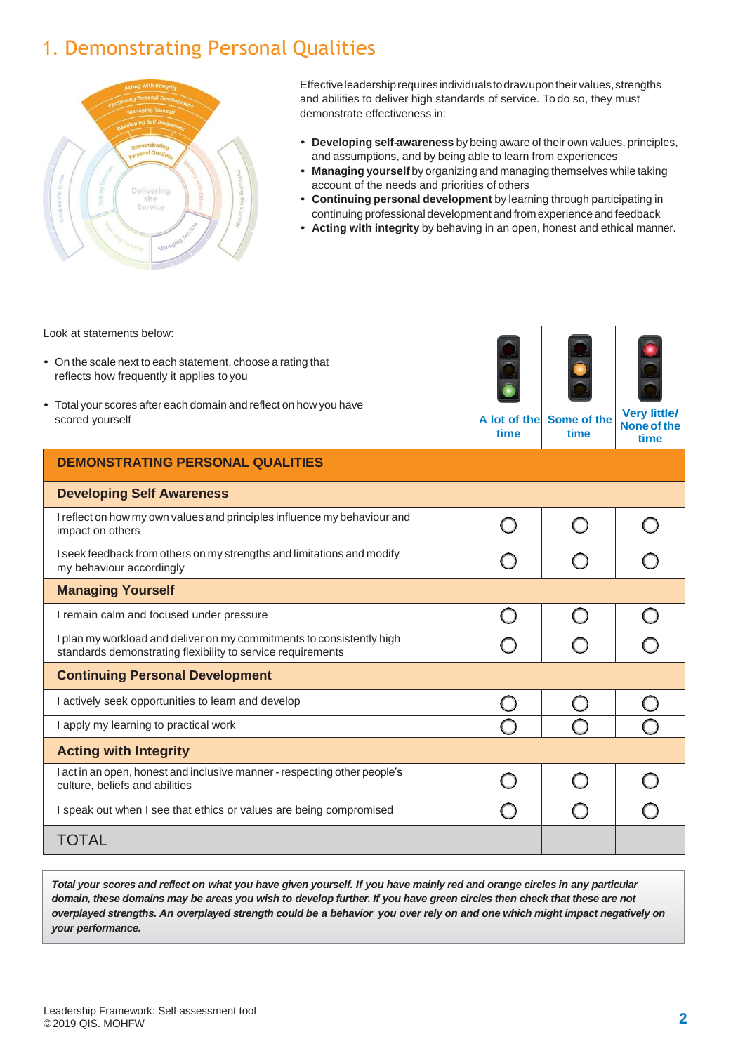# 1. Demonstrating Personal Qualities

Effective leadership requires individuals to draw upon their values, strengths and abilities to deliver high standards of service. To do so, they must demonstrate effectiveness in:

- **Developing self-awareness** by being aware of their own values, principles, and assumptions, and by being able to learn from experiences
- **Managing yourself** by organizing and managing themselves while taking account of the needs and priorities of others
- **Continuing personal development** by learning through participating in continuing professional development and from experience and feedback
- **Acting with integrity** by behaving in an open, honest and ethical manner.

Look at statements below:

- On the scale next to each statement, choose a rating that reflects how frequently it applies to you
- Total your scores after each domain and reflect on how you have scored yourself

| | A lot of the time | Some of the time | Very little/ None of the time |
|---|---|---|---|
| **DEMONSTRATING PERSONAL QUALITIES** | | | |
| **Developing Self Awareness** | | | |
| I reflect on how my own values and principles influence my behaviour and impact on others | ○ | ○ | ○ |
| I seek feedback from others on my strengths and limitations and modify my behaviour accordingly | ○ | ○ | ○ |
| **Managing Yourself** | | | |
| I remain calm and focused under pressure | ○ | ○ | ○ |
| I plan my workload and deliver on my commitments to consistently high standards demonstrating flexibility to service requirements | ○ | ○ | ○ |
| **Continuing Personal Development** | | | |
| I actively seek opportunities to learn and develop | ○ | ○ | ○ |
| I apply my learning to practical work | ○ | ○ | ○ |
| **Acting with Integrity** | | | |
| I act in an open, honest and inclusive manner - respecting other people's culture, beliefs and abilities | ○ | ○ | ○ |
| I speak out when I see that ethics or values are being compromised | ○ | ○ | ○ |
| TOTAL | | | |

***Total your scores and reflect on what you have given yourself. If you have mainly red and orange circles in any particular domain, these domains may be areas you wish to develop further. If you have green circles then check that these are not overplayed strengths. An overplayed strength could be a behavior you over rely on and one which might impact negatively on your performance.***

Leadership Framework: Self assessment tool
©2019 QIS. MOHFW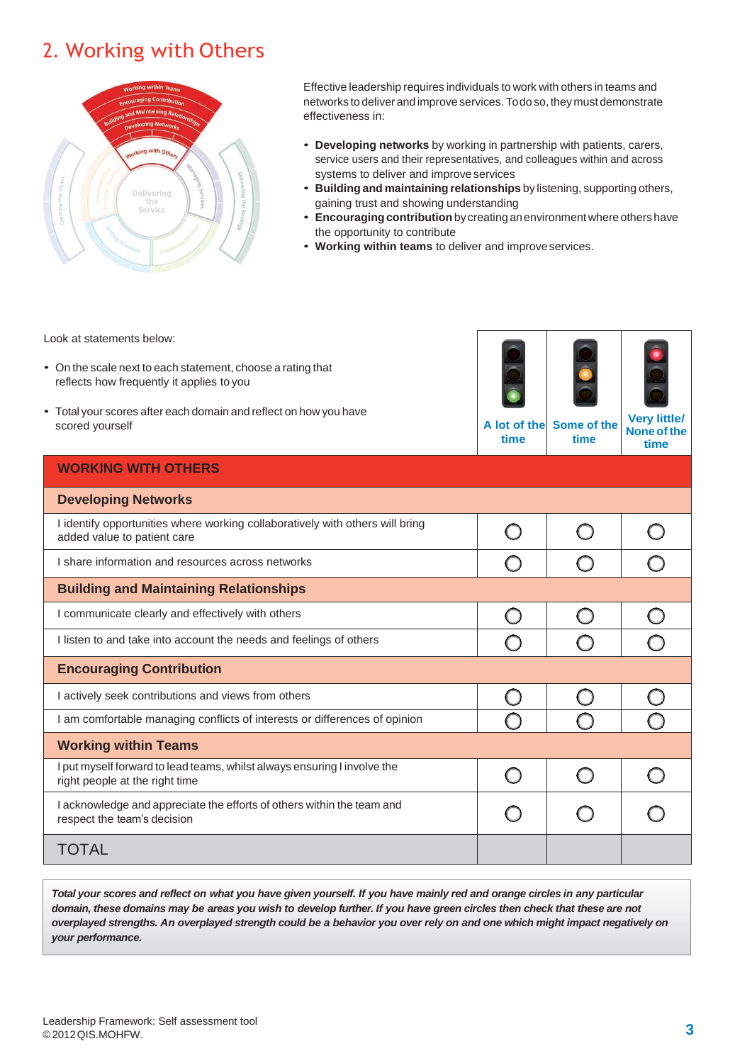## 2. Working with Others

Effective leadership requires individuals to work with others in teams and networks to deliver and improve services. To do so, they must demonstrate effectiveness in:

- **Developing networks** by working in partnership with patients, carers, service users and their representatives, and colleagues within and across systems to deliver and improve services
- **Building and maintaining relationships** by listening, supporting others, gaining trust and showing understanding
- **Encouraging contribution** by creating an environment where others have the opportunity to contribute
- **Working within teams** to deliver and improve services.

Look at statements below:

- On the scale next to each statement, choose a rating that reflects how frequently it applies to you
- Total your scores after each domain and reflect on how you have scored yourself

| | A lot of the time | Some of the time | Very little/ None of the time |
|---|---|---|---|
| **WORKING WITH OTHERS** | | | |
| **Developing Networks** | | | |
| I identify opportunities where working collaboratively with others will bring added value to patient care | ○ | ○ | ○ |
| I share information and resources across networks | ○ | ○ | ○ |
| **Building and Maintaining Relationships** | | | |
| I communicate clearly and effectively with others | ○ | ○ | ○ |
| I listen to and take into account the needs and feelings of others | ○ | ○ | ○ |
| **Encouraging Contribution** | | | |
| I actively seek contributions and views from others | ○ | ○ | ○ |
| I am comfortable managing conflicts of interests or differences of opinion | ○ | ○ | ○ |
| **Working within Teams** | | | |
| I put myself forward to lead teams, whilst always ensuring I involve the right people at the right time | ○ | ○ | ○ |
| I acknowledge and appreciate the efforts of others within the team and respect the team's decision | ○ | ○ | ○ |
| TOTAL | | | |

***Total your scores and reflect on what you have given yourself. If you have mainly red and orange circles in any particular domain, these domains may be areas you wish to develop further. If you have green circles then check that these are not overplayed strengths. An overplayed strength could be a behavior you over rely on and one which might impact negatively on your performance.***

Leadership Framework: Self assessment tool
©2012 QIS.MOHFW.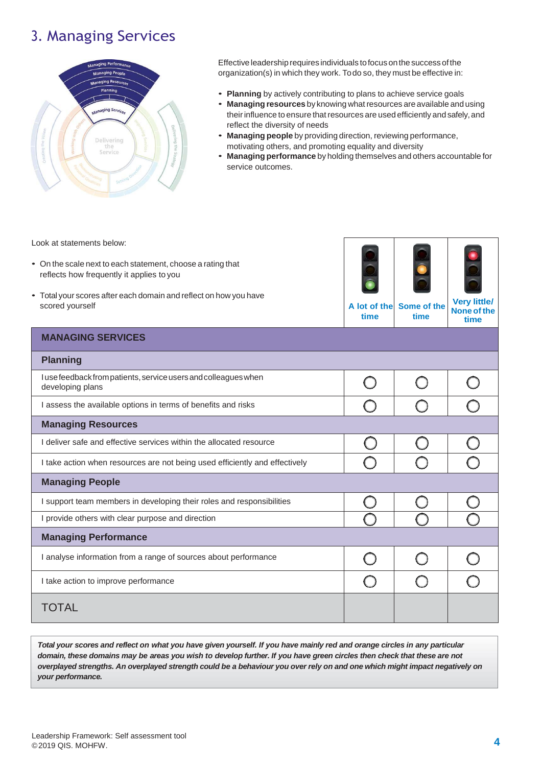# 3. Managing Services

Effective leadership requires individuals to focus on the success of the organization(s) in which they work. To do so, they must be effective in:

- **Planning** by actively contributing to plans to achieve service goals
- **Managing resources** by knowing what resources are available and using their influence to ensure that resources are used efficiently and safely, and reflect the diversity of needs
- **Managing people** by providing direction, reviewing performance, motivating others, and promoting equality and diversity
- **Managing performance** by holding themselves and others accountable for service outcomes.

Look at statements below:

- On the scale next to each statement, choose a rating that reflects how frequently it applies to you
- Total your scores after each domain and reflect on how you have scored yourself

| | A lot of the time | Some of the time | Very little/ None of the time |
|---|---|---|---|
| **MANAGING SERVICES** | | | |
| **Planning** | | | |
| I use feedback from patients, service users and colleagues when developing plans | ○ | ○ | ○ |
| I assess the available options in terms of benefits and risks | ○ | ○ | ○ |
| **Managing Resources** | | | |
| I deliver safe and effective services within the allocated resource | ○ | ○ | ○ |
| I take action when resources are not being used efficiently and effectively | ○ | ○ | ○ |
| **Managing People** | | | |
| I support team members in developing their roles and responsibilities | ○ | ○ | ○ |
| I provide others with clear purpose and direction | ○ | ○ | ○ |
| **Managing Performance** | | | |
| I analyse information from a range of sources about performance | ○ | ○ | ○ |
| I take action to improve performance | ○ | ○ | ○ |
| TOTAL | | | |

***Total your scores and reflect on what you have given yourself. If you have mainly red and orange circles in any particular domain, these domains may be areas you wish to develop further. If you have green circles then check that these are not overplayed strengths. An overplayed strength could be a behaviour you over rely on and one which might impact negatively on your performance.***

Leadership Framework: Self assessment tool
©2019 QIS. MOHFW.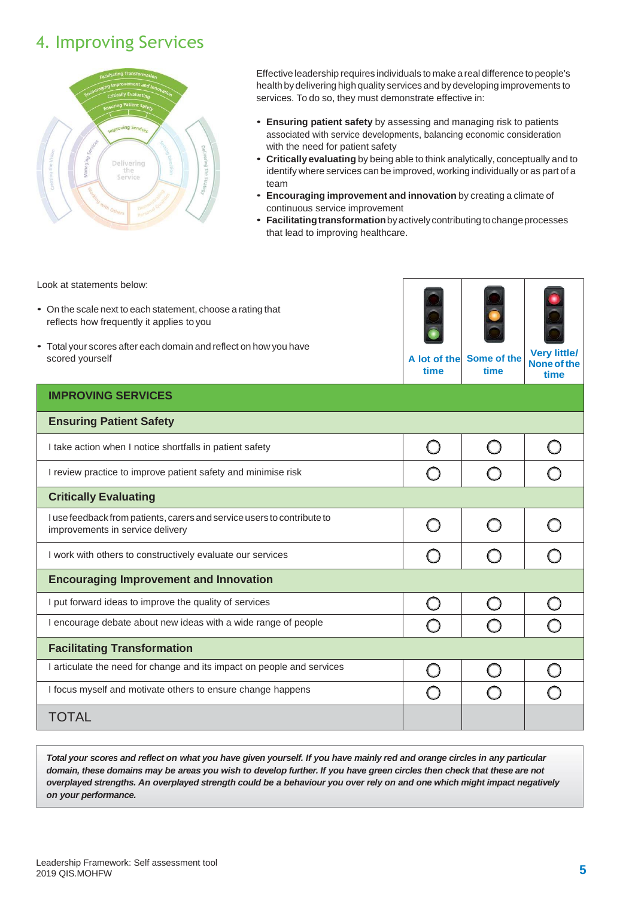# 4. Improving Services

Effective leadership requires individuals to make a real difference to people's health by delivering high quality services and by developing improvements to services. To do so, they must demonstrate effective in:

- **Ensuring patient safety** by assessing and managing risk to patients associated with service developments, balancing economic consideration with the need for patient safety
- **Critically evaluating** by being able to think analytically, conceptually and to identify where services can be improved, working individually or as part of a team
- **Encouraging improvement and innovation** by creating a climate of continuous service improvement
- **Facilitating transformation** by actively contributing to change processes that lead to improving healthcare.

Look at statements below:

- On the scale next to each statement, choose a rating that reflects how frequently it applies to you
- Total your scores after each domain and reflect on how you have scored yourself

| | A lot of the time | Some of the time | Very little/ None of the time |
|---|---|---|---|
| **IMPROVING SERVICES** | | | |
| **Ensuring Patient Safety** | | | |
| I take action when I notice shortfalls in patient safety | ○ | ○ | ○ |
| I review practice to improve patient safety and minimise risk | ○ | ○ | ○ |
| **Critically Evaluating** | | | |
| I use feedback from patients, carers and service users to contribute to improvements in service delivery | ○ | ○ | ○ |
| I work with others to constructively evaluate our services | ○ | ○ | ○ |
| **Encouraging Improvement and Innovation** | | | |
| I put forward ideas to improve the quality of services | ○ | ○ | ○ |
| I encourage debate about new ideas with a wide range of people | ○ | ○ | ○ |
| **Facilitating Transformation** | | | |
| I articulate the need for change and its impact on people and services | ○ | ○ | ○ |
| I focus myself and motivate others to ensure change happens | ○ | ○ | ○ |
| TOTAL | | | |

***Total your scores and reflect on what you have given yourself. If you have mainly red and orange circles in any particular domain, these domains may be areas you wish to develop further. If you have green circles then check that these are not overplayed strengths. An overplayed strength could be a behaviour you over rely on and one which might impact negatively on your performance.***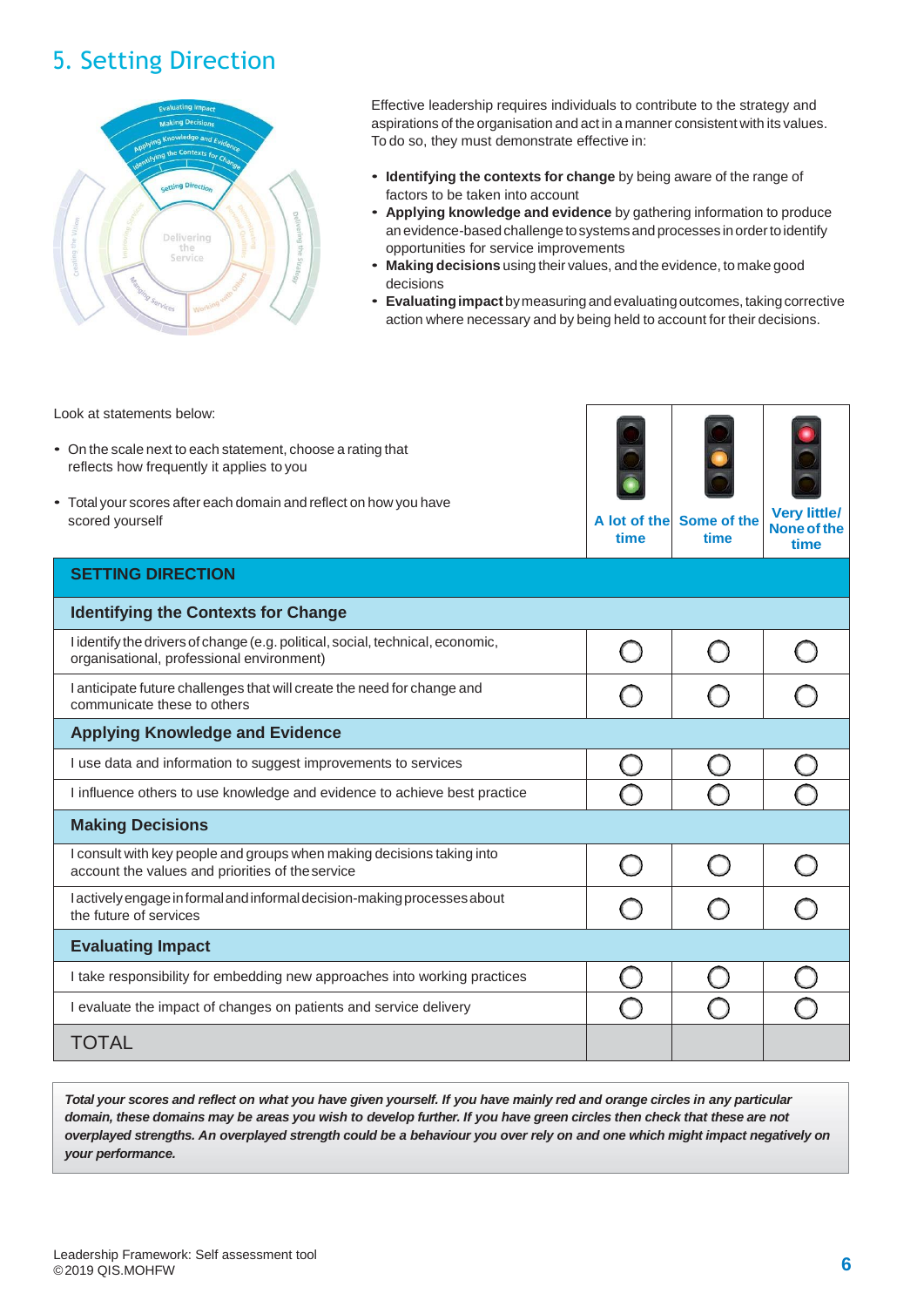## 5. Setting Direction

Effective leadership requires individuals to contribute to the strategy and aspirations of the organisation and act in a manner consistent with its values. To do so, they must demonstrate effective in:

- **Identifying the contexts for change** by being aware of the range of factors to be taken into account
- **Applying knowledge and evidence** by gathering information to produce an evidence-based challenge to systems and processes in order to identify opportunities for service improvements
- **Making decisions** using their values, and the evidence, to make good decisions
- **Evaluating impact** by measuring and evaluating outcomes, taking corrective action where necessary and by being held to account for their decisions.

Look at statements below:

- On the scale next to each statement, choose a rating that reflects how frequently it applies to you
- Total your scores after each domain and reflect on how you have scored yourself

| | A lot of the time | Some of the time | Very little/ None of the time |
|---|---|---|---|
| **SETTING DIRECTION** | | | |
| **Identifying the Contexts for Change** | | | |
| I identify the drivers of change (e.g. political, social, technical, economic, organisational, professional environment) | ○ | ○ | ○ |
| I anticipate future challenges that will create the need for change and communicate these to others | ○ | ○ | ○ |
| **Applying Knowledge and Evidence** | | | |
| I use data and information to suggest improvements to services | ○ | ○ | ○ |
| I influence others to use knowledge and evidence to achieve best practice | ○ | ○ | ○ |
| **Making Decisions** | | | |
| I consult with key people and groups when making decisions taking into account the values and priorities of the service | ○ | ○ | ○ |
| I actively engage in formal and informal decision-making processes about the future of services | ○ | ○ | ○ |
| **Evaluating Impact** | | | |
| I take responsibility for embedding new approaches into working practices | ○ | ○ | ○ |
| I evaluate the impact of changes on patients and service delivery | ○ | ○ | ○ |
| TOTAL | | | |

***Total your scores and reflect on what you have given yourself. If you have mainly red and orange circles in any particular domain, these domains may be areas you wish to develop further. If you have green circles then check that these are not overplayed strengths. An overplayed strength could be a behaviour you over rely on and one which might impact negatively on your performance.***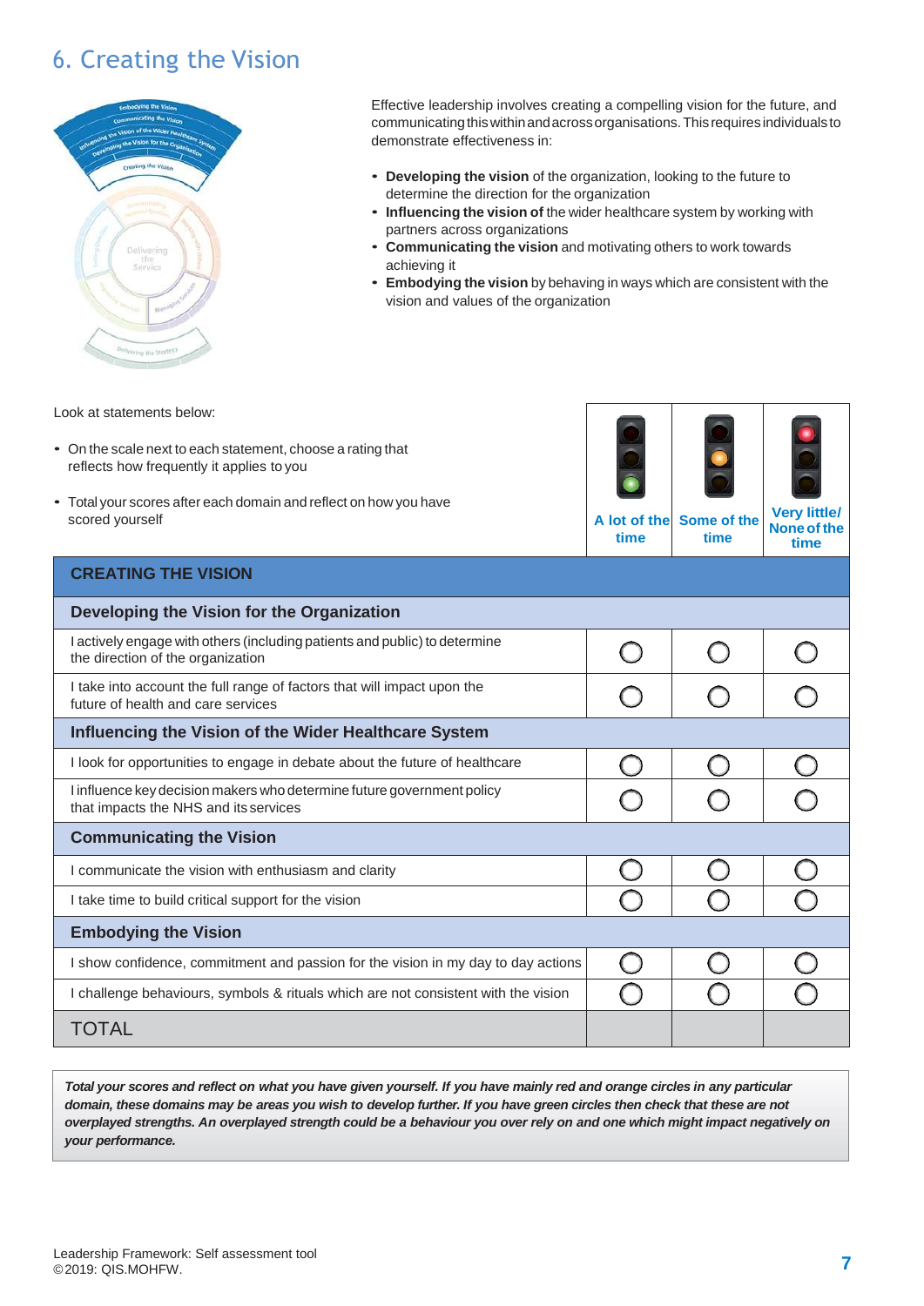## 6. Creating the Vision

Effective leadership involves creating a compelling vision for the future, and communicating this within and across organisations. This requires individuals to demonstrate effectiveness in:

- **Developing the vision** of the organization, looking to the future to determine the direction for the organization
- **Influencing the vision of** the wider healthcare system by working with partners across organizations
- **Communicating the vision** and motivating others to work towards achieving it
- **Embodying the vision** by behaving in ways which are consistent with the vision and values of the organization

Look at statements below:

- On the scale next to each statement, choose a rating that reflects how frequently it applies to you
- Total your scores after each domain and reflect on how you have scored yourself

| | A lot of the time | Some of the time | Very little/ None of the time |
|---|---|---|---|
| **CREATING THE VISION** | | | |
| **Developing the Vision for the Organization** | | | |
| I actively engage with others (including patients and public) to determine the direction of the organization | ◯ | ◯ | ◯ |
| I take into account the full range of factors that will impact upon the future of health and care services | ◯ | ◯ | ◯ |
| **Influencing the Vision of the Wider Healthcare System** | | | |
| I look for opportunities to engage in debate about the future of healthcare | ◯ | ◯ | ◯ |
| I influence key decision makers who determine future government policy that impacts the NHS and its services | ◯ | ◯ | ◯ |
| **Communicating the Vision** | | | |
| I communicate the vision with enthusiasm and clarity | ◯ | ◯ | ◯ |
| I take time to build critical support for the vision | ◯ | ◯ | ◯ |
| **Embodying the Vision** | | | |
| I show confidence, commitment and passion for the vision in my day to day actions | ◯ | ◯ | ◯ |
| I challenge behaviours, symbols & rituals which are not consistent with the vision | ◯ | ◯ | ◯ |
| TOTAL | | | |

***Total your scores and reflect on what you have given yourself. If you have mainly red and orange circles in any particular domain, these domains may be areas you wish to develop further. If you have green circles then check that these are not overplayed strengths. An overplayed strength could be a behaviour you over rely on and one which might impact negatively on your performance.***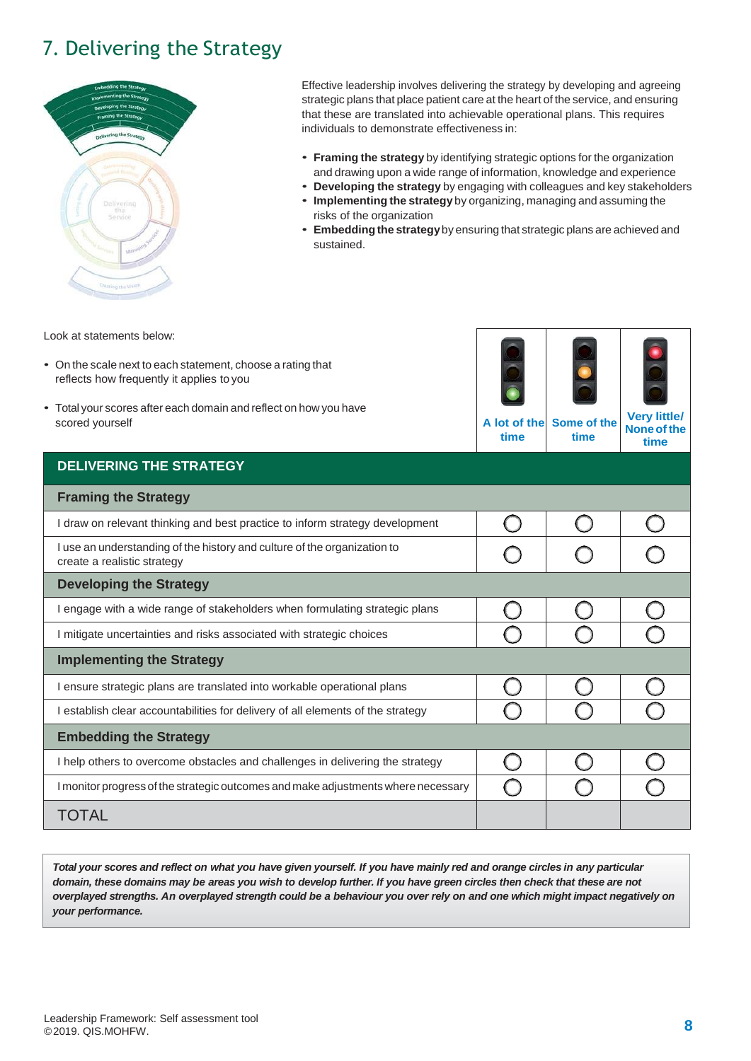# 7. Delivering the Strategy

Effective leadership involves delivering the strategy by developing and agreeing strategic plans that place patient care at the heart of the service, and ensuring that these are translated into achievable operational plans. This requires individuals to demonstrate effectiveness in:

- **Framing the strategy** by identifying strategic options for the organization and drawing upon a wide range of information, knowledge and experience
- **Developing the strategy** by engaging with colleagues and key stakeholders
- **Implementing the strategy** by organizing, managing and assuming the risks of the organization
- **Embedding the strategy** by ensuring that strategic plans are achieved and sustained.

Look at statements below:

- On the scale next to each statement, choose a rating that reflects how frequently it applies to you
- Total your scores after each domain and reflect on how you have scored yourself

| DELIVERING THE STRATEGY | A lot of the time | Some of the time | Very little/ None of the time |
|---|---|---|---|
| **Framing the Strategy** | | | |
| I draw on relevant thinking and best practice to inform strategy development | ○ | ○ | ○ |
| I use an understanding of the history and culture of the organization to create a realistic strategy | ○ | ○ | ○ |
| **Developing the Strategy** | | | |
| I engage with a wide range of stakeholders when formulating strategic plans | ○ | ○ | ○ |
| I mitigate uncertainties and risks associated with strategic choices | ○ | ○ | ○ |
| **Implementing the Strategy** | | | |
| I ensure strategic plans are translated into workable operational plans | ○ | ○ | ○ |
| I establish clear accountabilities for delivery of all elements of the strategy | ○ | ○ | ○ |
| **Embedding the Strategy** | | | |
| I help others to overcome obstacles and challenges in delivering the strategy | ○ | ○ | ○ |
| I monitor progress of the strategic outcomes and make adjustments where necessary | ○ | ○ | ○ |
| TOTAL | | | |

***Total your scores and reflect on what you have given yourself. If you have mainly red and orange circles in any particular domain, these domains may be areas you wish to develop further. If you have green circles then check that these are not overplayed strengths. An overplayed strength could be a behaviour you over rely on and one which might impact negatively on your performance.***

Leadership Framework: Self assessment tool
©2019. QIS.MOHFW.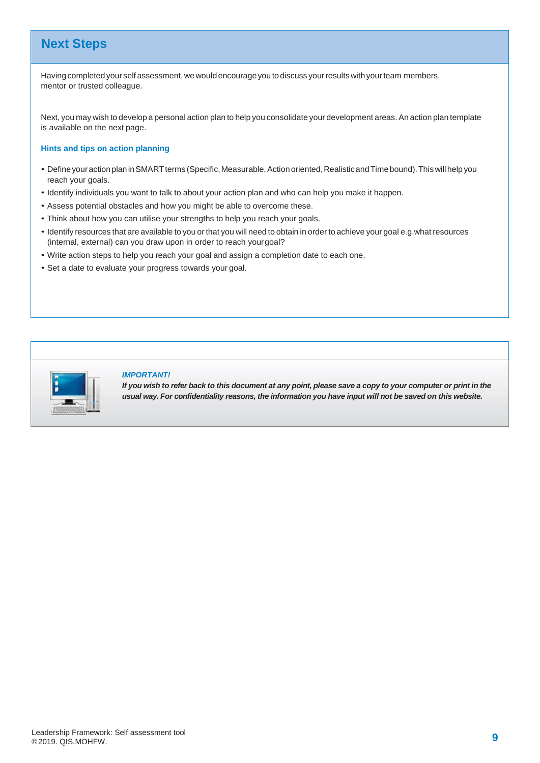## Next Steps

Having completed your self assessment, we would encourage you to discuss your results with your team members, mentor or trusted colleague.

Next, you may wish to develop a personal action plan to help you consolidate your development areas. An action plan template is available on the next page.

### Hints and tips on action planning

- Define your action plan in SMART terms (Specific, Measurable, Action oriented, Realistic and Time bound). This will help you reach your goals.
- Identify individuals you want to talk to about your action plan and who can help you make it happen.
- Assess potential obstacles and how you might be able to overcome these.
- Think about how you can utilise your strengths to help you reach your goals.
- Identify resources that are available to you or that you will need to obtain in order to achieve your goal e.g.what resources (internal, external) can you draw upon in order to reach your goal?
- Write action steps to help you reach your goal and assign a completion date to each one.
- Set a date to evaluate your progress towards your goal.

***IMPORTANT!***

***If you wish to refer back to this document at any point, please save a copy to your computer or print in the usual way. For confidentiality reasons, the information you have input will not be saved on this website.***

Leadership Framework: Self assessment tool
©2019. QIS.MOHFW.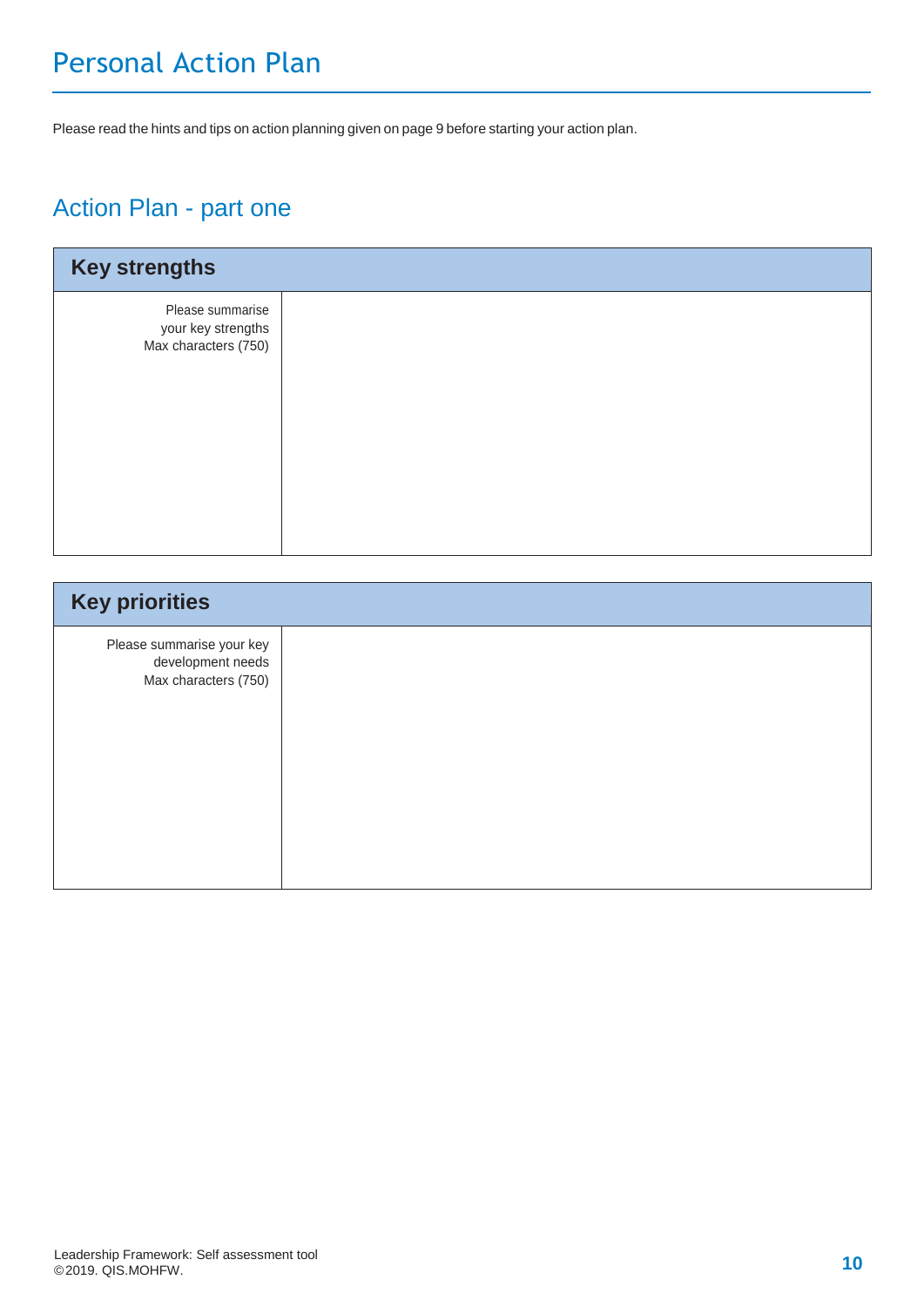# Personal Action Plan

Please read the hints and tips on action planning given on page 9 before starting your action plan.

## Action Plan - part one

| Key strengths | |
|---|---|
| Please summarise your key strengths Max characters (750) | |

| Key priorities | |
|---|---|
| Please summarise your key development needs Max characters (750) | |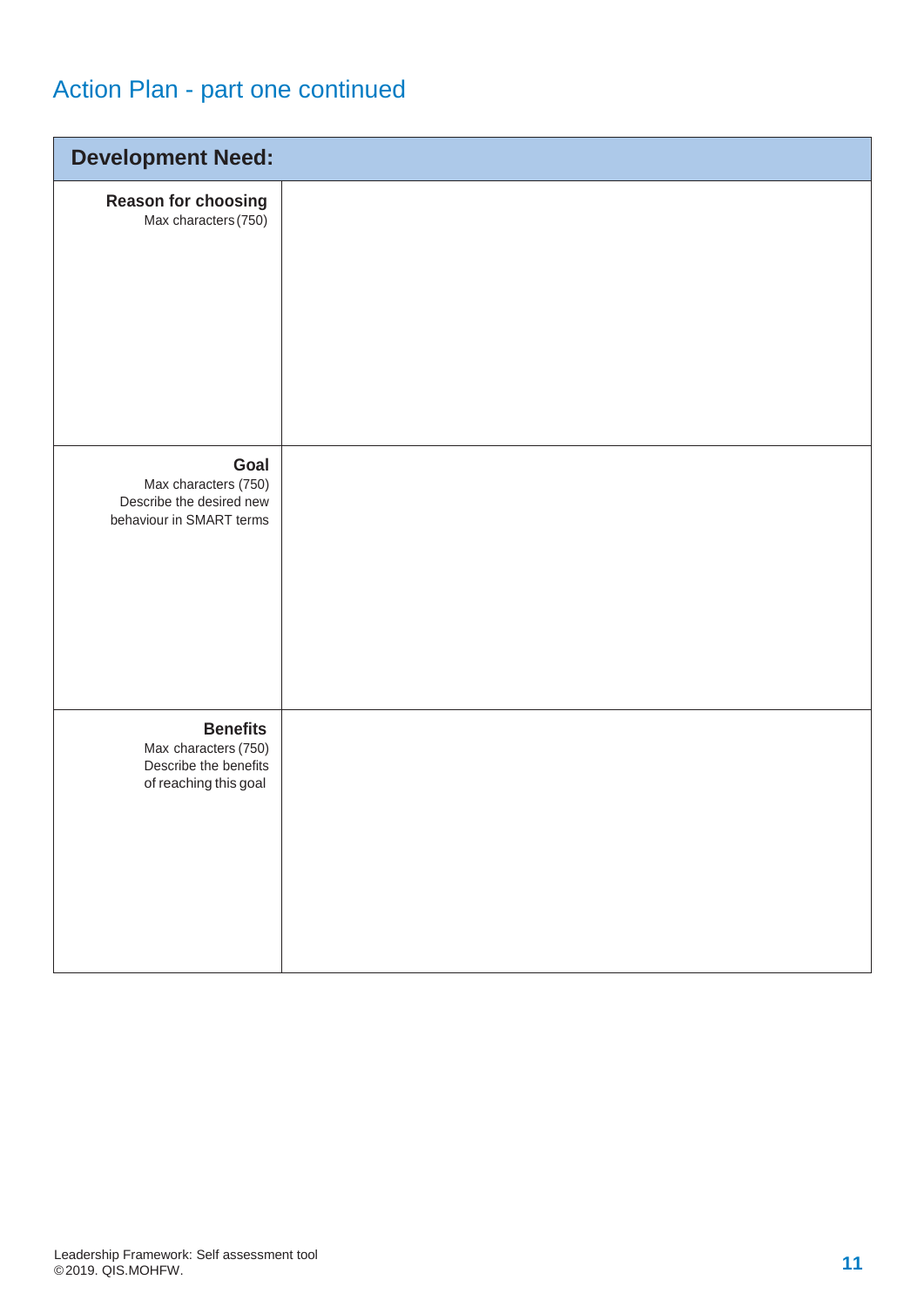## Action Plan - part one continued

| Development Need: | |
|---|---|
| **Reason for choosing**<br>Max characters (750) | |
| **Goal**<br>Max characters (750)<br>Describe the desired new behaviour in SMART terms | |
| **Benefits**<br>Max characters (750)<br>Describe the benefits of reaching this goal | |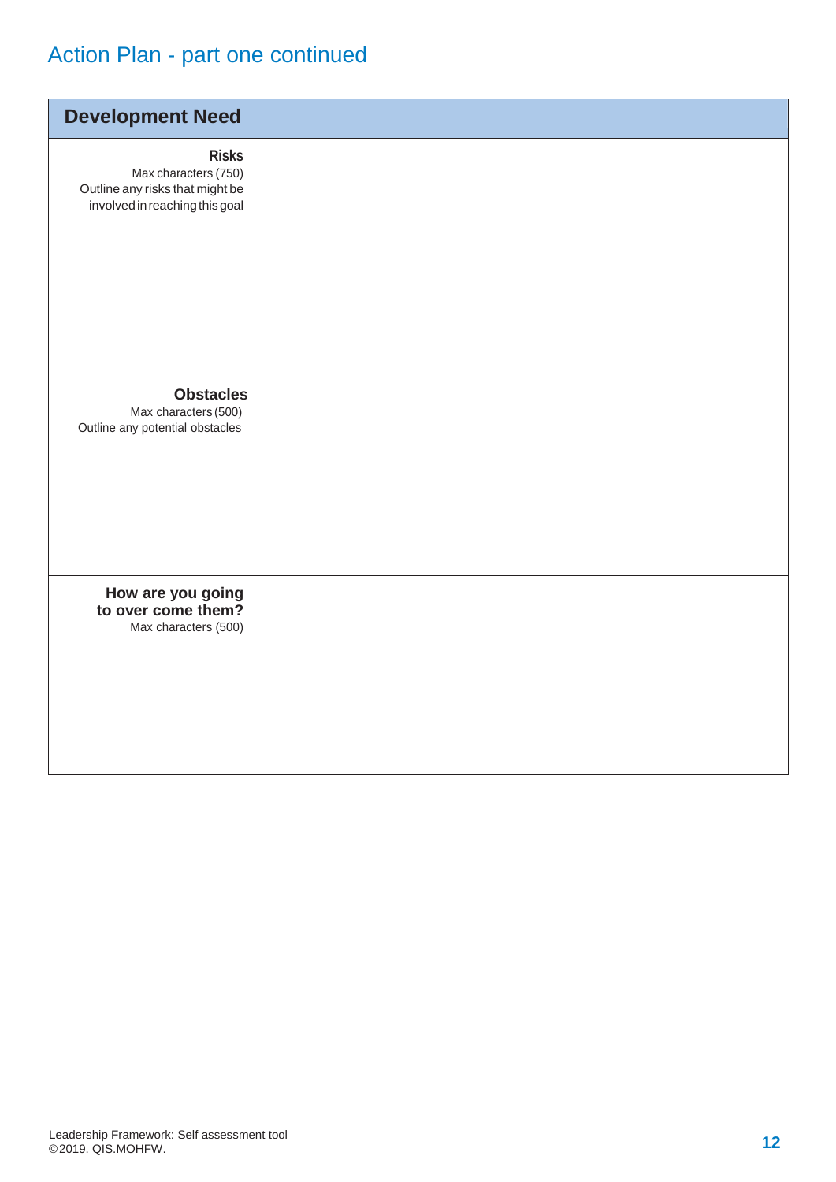## Action Plan - part one continued

| Development Need | |
|---|---|
| **Risks**<br>Max characters (750)<br>Outline any risks that might be involved in reaching this goal | |
| **Obstacles**<br>Max characters (500)<br>Outline any potential obstacles | |
| **How are you going to over come them?**<br>Max characters (500) | |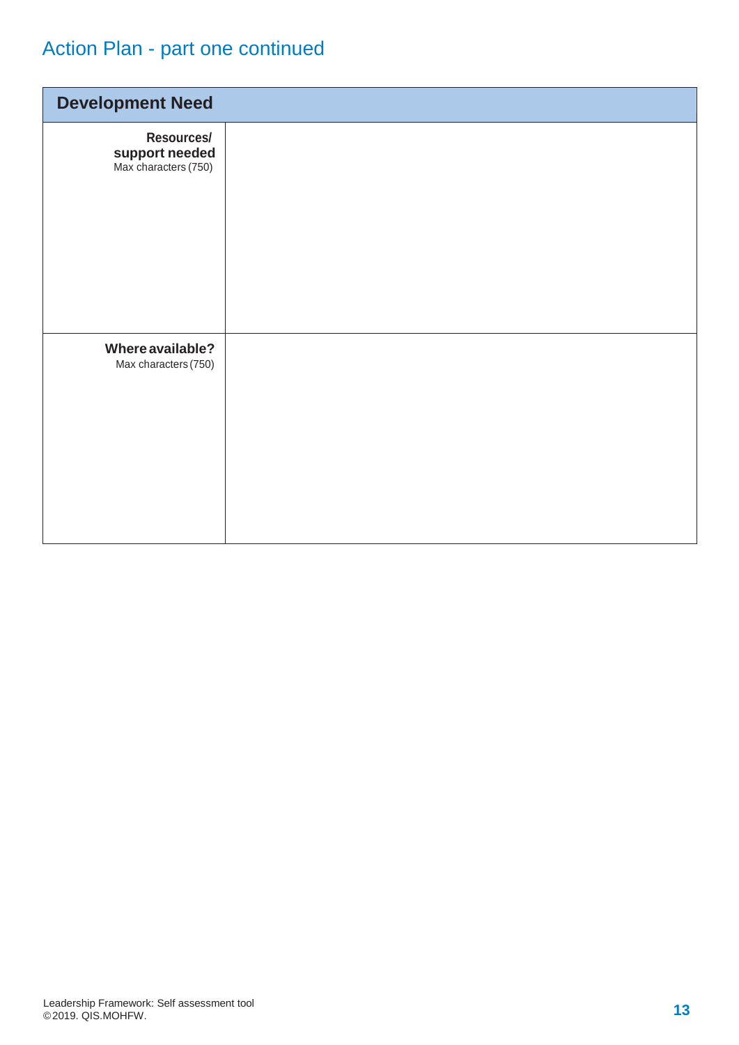## Action Plan - part one continued

| Development Need | |
|---|---|
| **Resources/ support needed** Max characters (750) | |
| **Where available?** Max characters (750) | |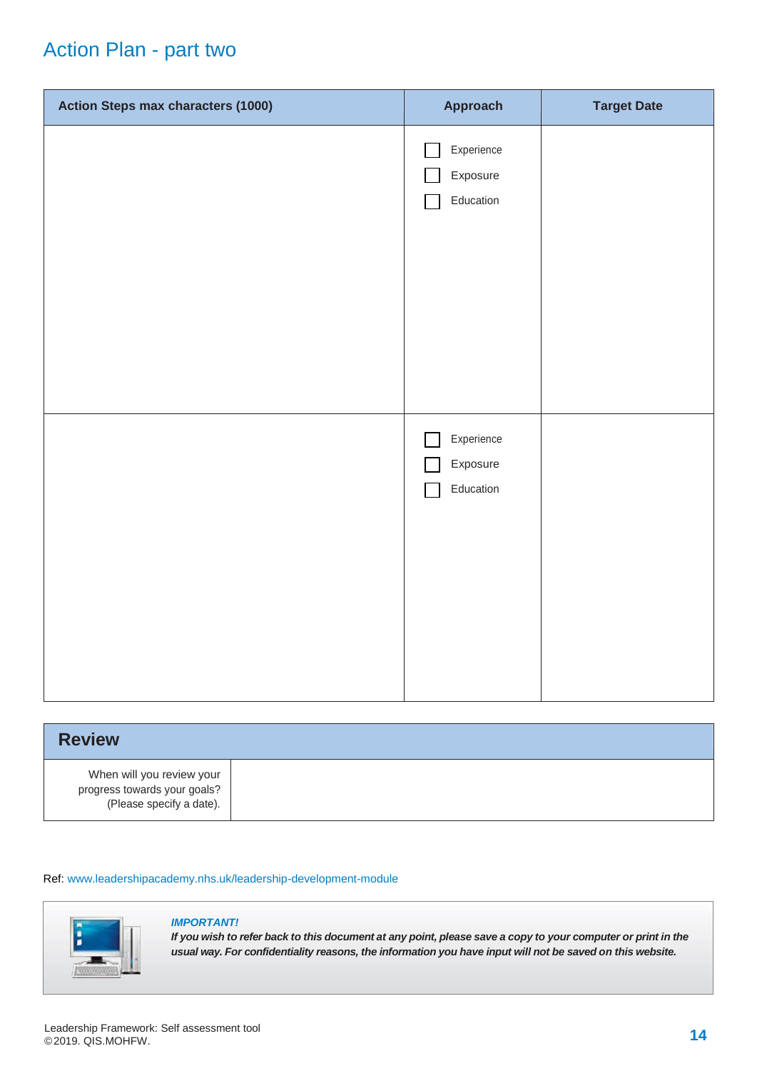# Action Plan - part two

| Action Steps max characters (1000) | Approach | Target Date |
|---|---|---|
| | ☐ Experience<br>☐ Exposure<br>☐ Education | |
| | ☐ Experience<br>☐ Exposure<br>☐ Education | |

## Review

| | |
|---|---|
| When will you review your progress towards your goals? (Please specify a date). | |

Ref: www.leadershipacademy.nhs.uk/leadership-development-module

***IMPORTANT!***

***If you wish to refer back to this document at any point, please save a copy to your computer or print in the usual way. For confidentiality reasons, the information you have input will not be saved on this website.***

Leadership Framework: Self assessment tool
©2019. QIS.MOHFW.